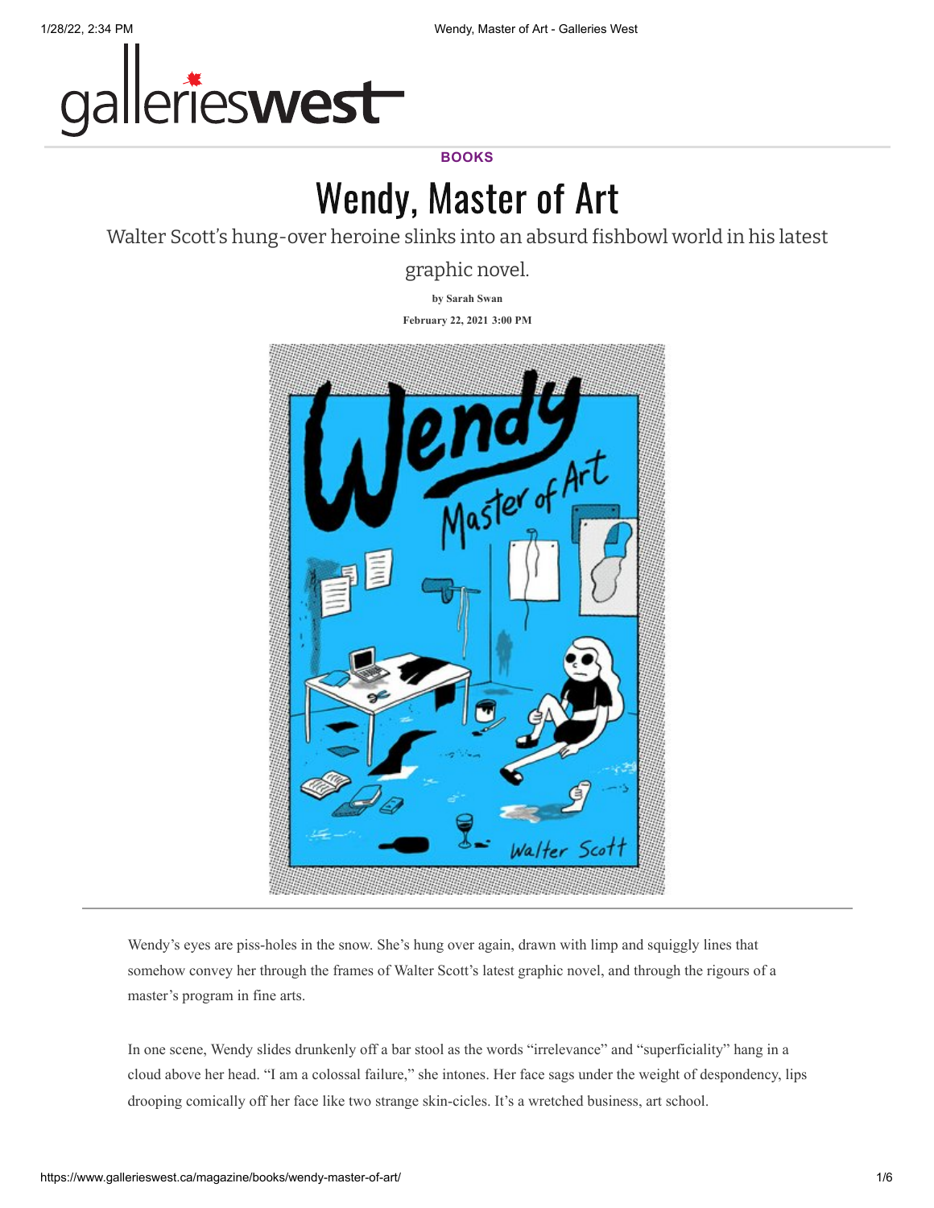galleries**west**

**BOOKS**

# Wendy, Master of Art

Walter Scott's hung-over heroine slinks into an absurd fishbowl world in his latest graphic novel.

**by Sarah Swan**

**February 22, 2021 3:00 PM**

Wendy's eyes are piss-holes in the snow. She's hung over again, drawn with limp and squiggly lines that somehow convey her through the frames of Walter Scott's latest graphic novel, and through the rigours of a master's program in fine arts.

In one scene, Wendy slides drunkenly off a bar stool as the words "irrelevance" and "superficiality" hang in a cloud above her head. "I am a colossal failure," she intones. Her face sags under the weight of despondency, lips drooping comically off her face like two strange skin-cicles. It's a wretched business, art school.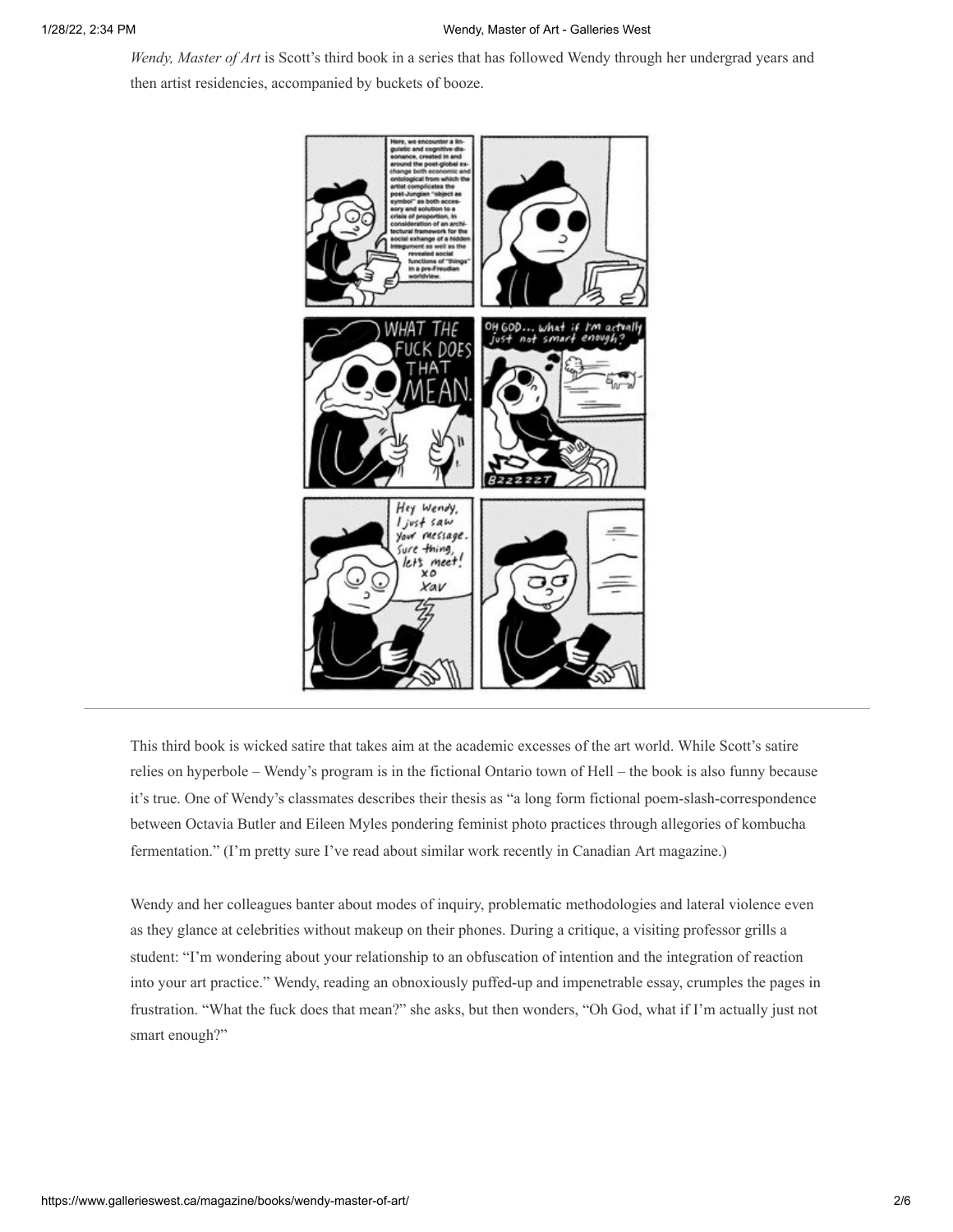*Wendy, Master of Art* is Scott's third book in a series that has followed Wendy through her undergrad years and then artist residencies, accompanied by buckets of booze.

This third book is wicked satire that takes aim at the academic excesses of the art world. While Scott's satire relies on hyperbole – Wendy's program is in the fictional Ontario town of Hell – the book is also funny because it's true. One of Wendy's classmates describes their thesis as "a long form fictional poem-slash-correspondence between Octavia Butler and Eileen Myles pondering feminist photo practices through allegories of kombucha fermentation." (I'm pretty sure I've read about similar work recently in Canadian Art magazine.)

Wendy and her colleagues banter about modes of inquiry, problematic methodologies and lateral violence even as they glance at celebrities without makeup on their phones. During a critique, a visiting professor grills a student: "I'm wondering about your relationship to an obfuscation of intention and the integration of reaction into your art practice." Wendy, reading an obnoxiously puffed-up and impenetrable essay, crumples the pages in frustration. "What the fuck does that mean?" she asks, but then wonders, "Oh God, what if I'm actually just not smart enough?"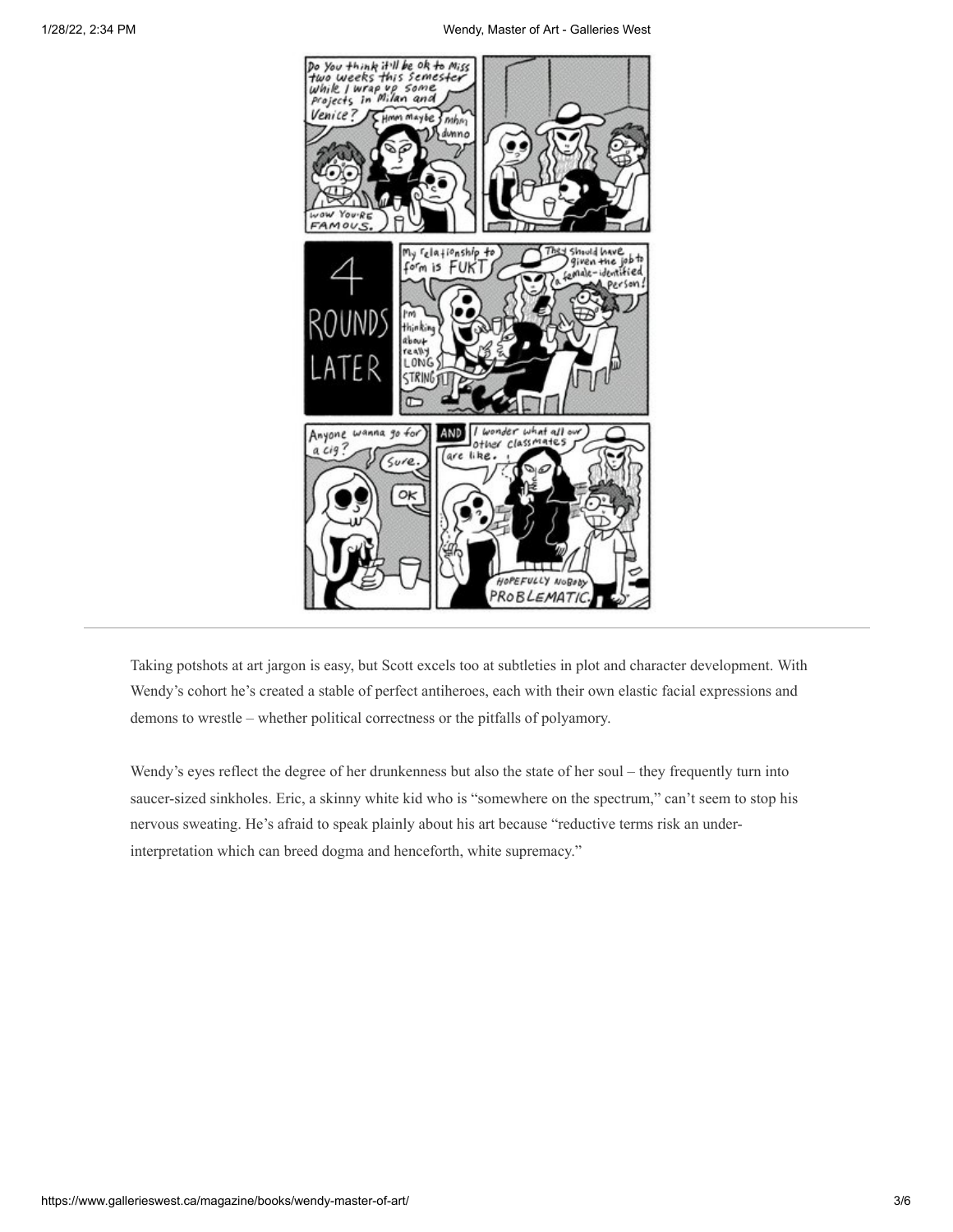Taking potshots at art jargon is easy, but Scott excels too at subtleties in plot and character development. With Wendy's cohort he's created a stable of perfect antiheroes, each with their own elastic facial expressions and demons to wrestle – whether political correctness or the pitfalls of polyamory.

Wendy's eyes reflect the degree of her drunkenness but also the state of her soul – they frequently turn into saucer-sized sinkholes. Eric, a skinny white kid who is "somewhere on the spectrum," can't seem to stop his nervous sweating. He's afraid to speak plainly about his art because "reductive terms risk an under-interpretation which can breed dogma and henceforth, white supremacy."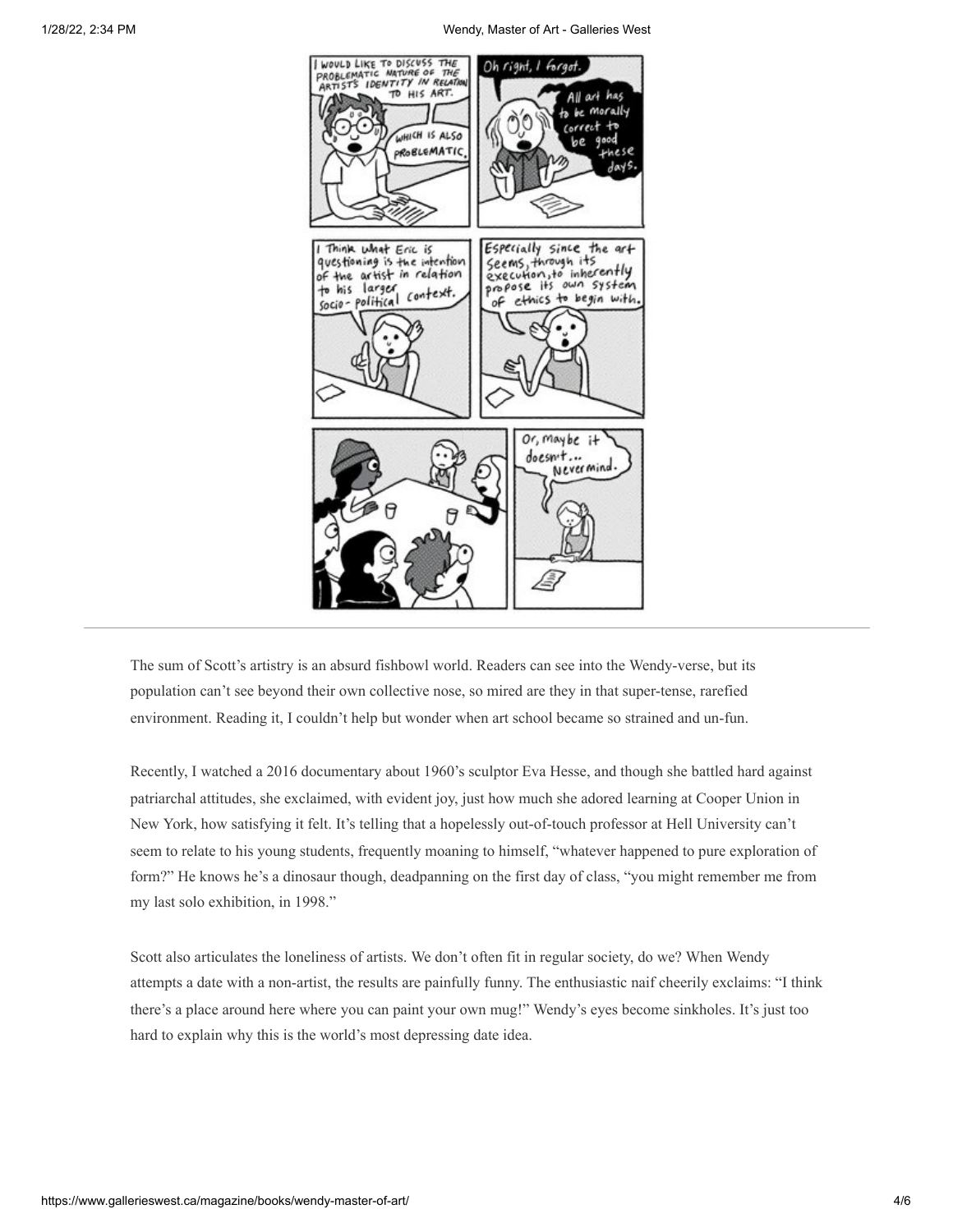The sum of Scott's artistry is an absurd fishbowl world. Readers can see into the Wendy-verse, but its population can't see beyond their own collective nose, so mired are they in that super-tense, rarefied environment. Reading it, I couldn't help but wonder when art school became so strained and un-fun.

Recently, I watched a 2016 documentary about 1960's sculptor Eva Hesse, and though she battled hard against patriarchal attitudes, she exclaimed, with evident joy, just how much she adored learning at Cooper Union in New York, how satisfying it felt. It's telling that a hopelessly out-of-touch professor at Hell University can't seem to relate to his young students, frequently moaning to himself, "whatever happened to pure exploration of form?" He knows he's a dinosaur though, deadpanning on the first day of class, "you might remember me from my last solo exhibition, in 1998."

Scott also articulates the loneliness of artists. We don't often fit in regular society, do we? When Wendy attempts a date with a non-artist, the results are painfully funny. The enthusiastic naif cheerily exclaims: "I think there's a place around here where you can paint your own mug!" Wendy's eyes become sinkholes. It's just too hard to explain why this is the world's most depressing date idea.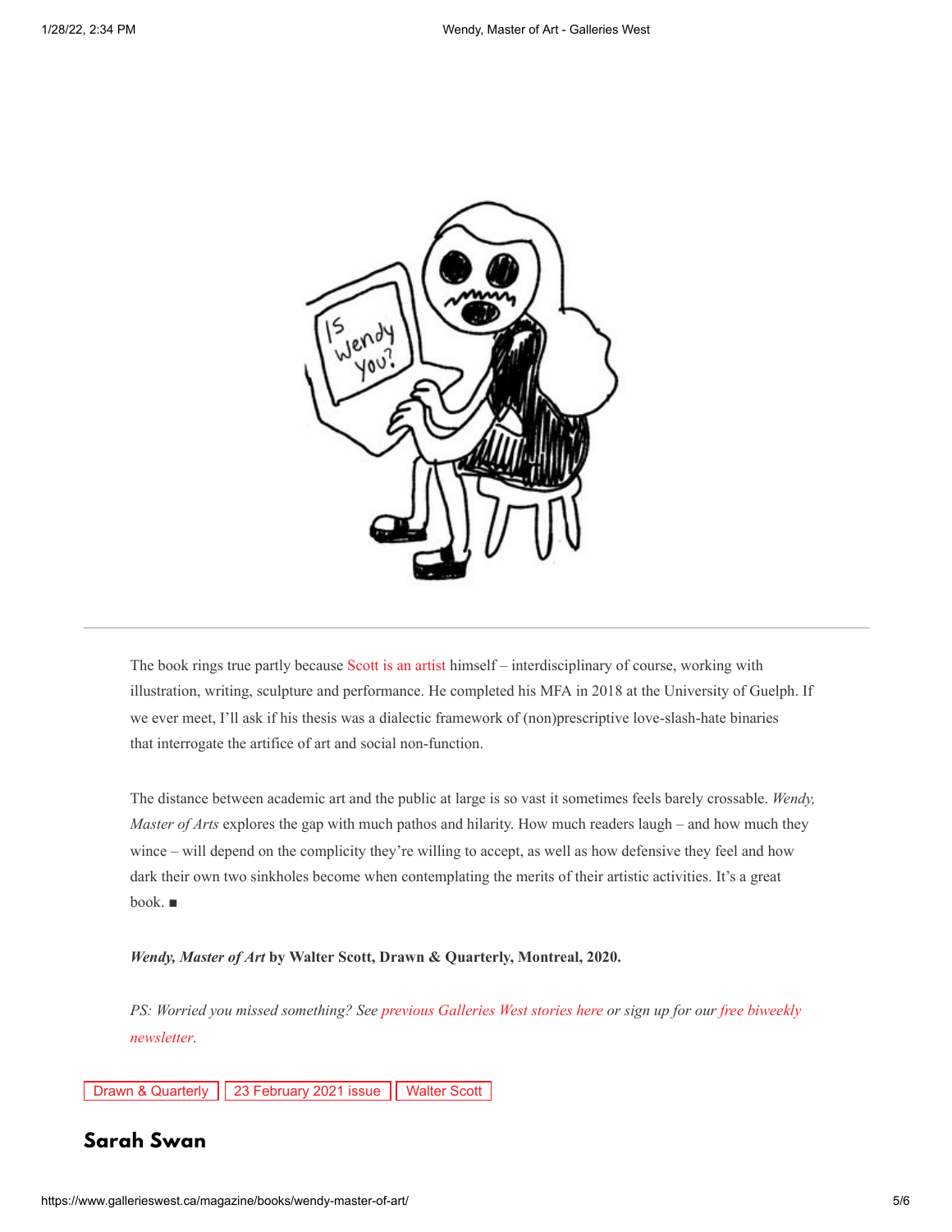The book rings true partly because Scott is an artist himself – interdisciplinary of course, working with illustration, writing, sculpture and performance. He completed his MFA in 2018 at the University of Guelph. If we ever meet, I'll ask if his thesis was a dialectic framework of (non)prescriptive love-slash-hate binaries that interrogate the artifice of art and social non-function.

The distance between academic art and the public at large is so vast it sometimes feels barely crossable. *Wendy, Master of Arts* explores the gap with much pathos and hilarity. How much readers laugh – and how much they wince – will depend on the complicity they're willing to accept, as well as how defensive they feel and how dark their own two sinkholes become when contemplating the merits of their artistic activities. It's a great book. ■

***Wendy, Master of Art*** **by Walter Scott, Drawn & Quarterly, Montreal, 2020.**

*PS: Worried you missed something? See previous Galleries West stories here or sign up for our free biweekly newsletter.*

Drawn & Quarterly | 23 February 2021 issue | Walter Scott

## Sarah Swan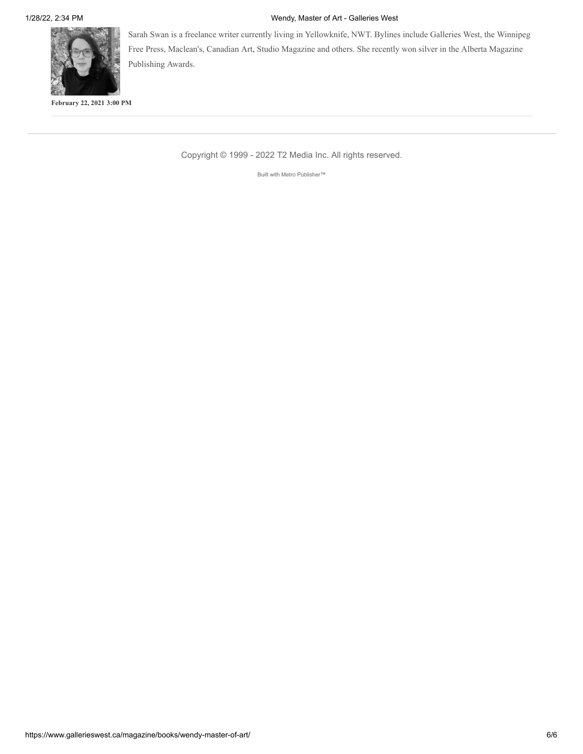Sarah Swan is a freelance writer currently living in Yellowknife, NWT. Bylines include Galleries West, the Winnipeg Free Press, Maclean's, Canadian Art, Studio Magazine and others. She recently won silver in the Alberta Magazine Publishing Awards.

**February 22, 2021 3:00 PM**

Copyright © 1999 - 2022 T2 Media Inc. All rights reserved.

Built with Metro Publisher™